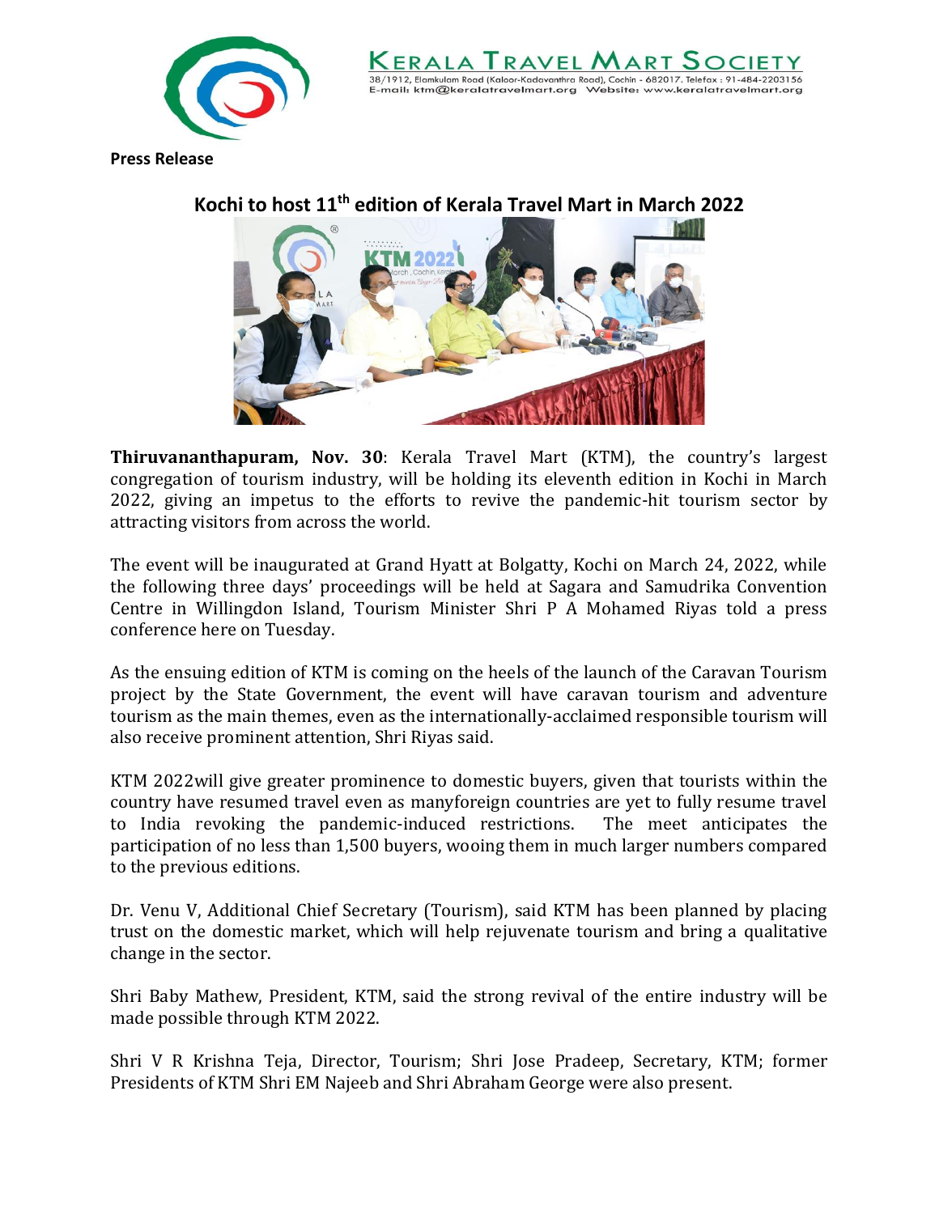KERALA TRAVEL MART SOCIETY

38/1912, Elamkulam Road (Kaloor-Kadavanthra Road), Cochin - 682017. Telefax : 91-484-2203156
E-mail: ktm@keralatravelmart.org Website: www.keralatravelmart.org

**Press Release**

## Kochi to host 11th edition of Kerala Travel Mart in March 2022

**Thiruvananthapuram, Nov. 30**: Kerala Travel Mart (KTM), the country's largest congregation of tourism industry, will be holding its eleventh edition in Kochi in March 2022, giving an impetus to the efforts to revive the pandemic-hit tourism sector by attracting visitors from across the world.

The event will be inaugurated at Grand Hyatt at Bolgatty, Kochi on March 24, 2022, while the following three days' proceedings will be held at Sagara and Samudrika Convention Centre in Willingdon Island, Tourism Minister Shri P A Mohamed Riyas told a press conference here on Tuesday.

As the ensuing edition of KTM is coming on the heels of the launch of the Caravan Tourism project by the State Government, the event will have caravan tourism and adventure tourism as the main themes, even as the internationally-acclaimed responsible tourism will also receive prominent attention, Shri Riyas said.

KTM 2022will give greater prominence to domestic buyers, given that tourists within the country have resumed travel even as manyforeign countries are yet to fully resume travel to India revoking the pandemic-induced restrictions. The meet anticipates the participation of no less than 1,500 buyers, wooing them in much larger numbers compared to the previous editions.

Dr. Venu V, Additional Chief Secretary (Tourism), said KTM has been planned by placing trust on the domestic market, which will help rejuvenate tourism and bring a qualitative change in the sector.

Shri Baby Mathew, President, KTM, said the strong revival of the entire industry will be made possible through KTM 2022.

Shri V R Krishna Teja, Director, Tourism; Shri Jose Pradeep, Secretary, KTM; former Presidents of KTM Shri EM Najeeb and Shri Abraham George were also present.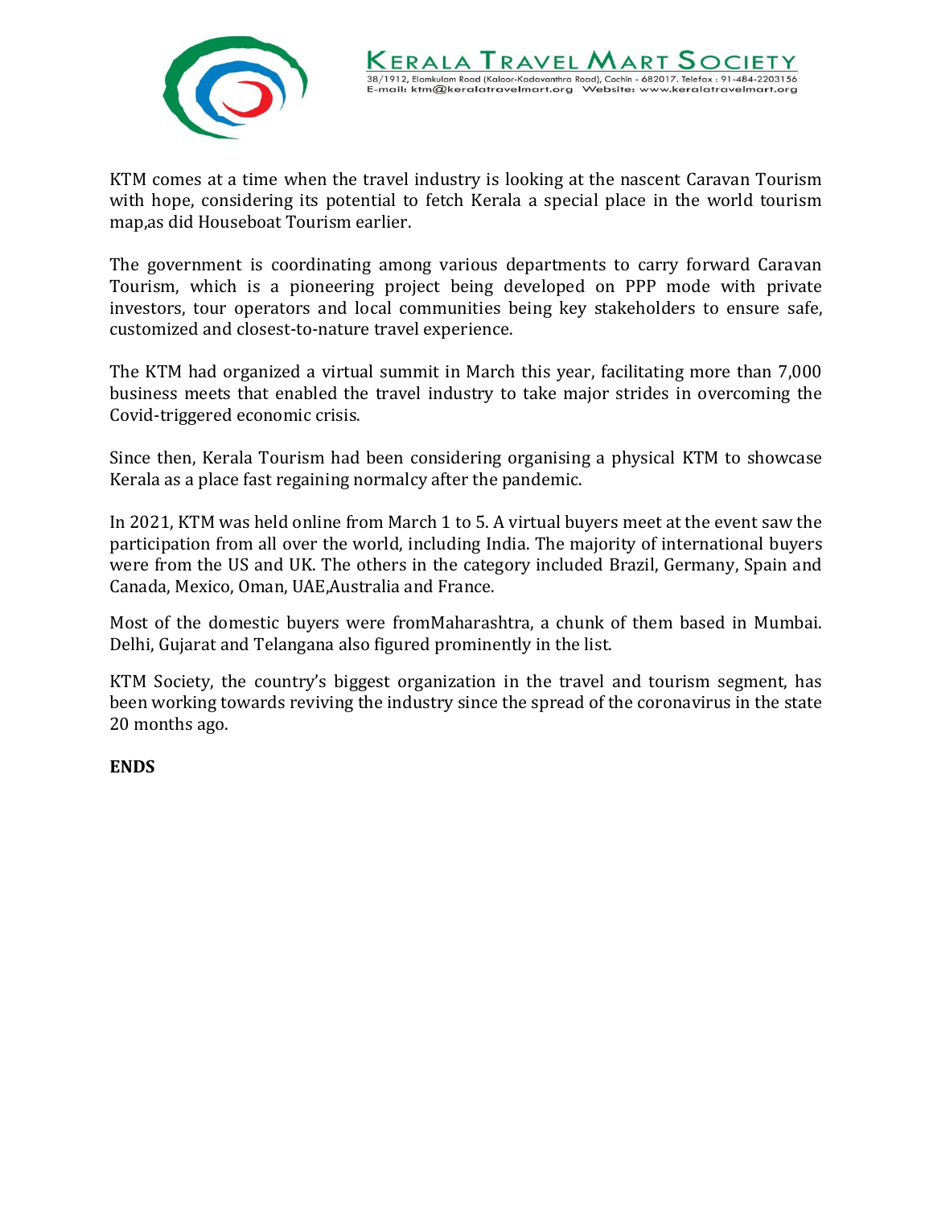KTM comes at a time when the travel industry is looking at the nascent Caravan Tourism with hope, considering its potential to fetch Kerala a special place in the world tourism map,as did Houseboat Tourism earlier.

The government is coordinating among various departments to carry forward Caravan Tourism, which is a pioneering project being developed on PPP mode with private investors, tour operators and local communities being key stakeholders to ensure safe, customized and closest-to-nature travel experience.

The KTM had organized a virtual summit in March this year, facilitating more than 7,000 business meets that enabled the travel industry to take major strides in overcoming the Covid-triggered economic crisis.

Since then, Kerala Tourism had been considering organising a physical KTM to showcase Kerala as a place fast regaining normalcy after the pandemic.

In 2021, KTM was held online from March 1 to 5. A virtual buyers meet at the event saw the participation from all over the world, including India. The majority of international buyers were from the US and UK. The others in the category included Brazil, Germany, Spain and Canada, Mexico, Oman, UAE,Australia and France.

Most of the domestic buyers were fromMaharashtra, a chunk of them based in Mumbai. Delhi, Gujarat and Telangana also figured prominently in the list.

KTM Society, the country's biggest organization in the travel and tourism segment, has been working towards reviving the industry since the spread of the coronavirus in the state 20 months ago.

**ENDS**